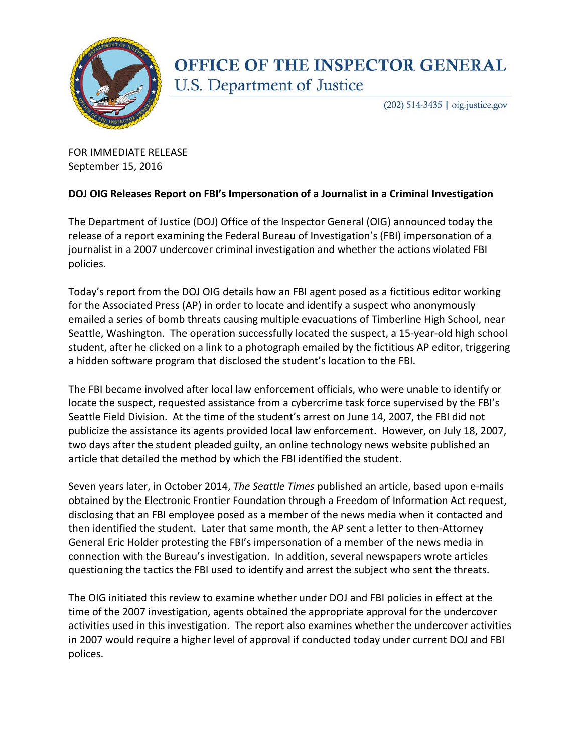# OFFICE OF THE INSPECTOR GENERAL

## U.S. Department of Justice

(202) 514-3435 | oig.justice.gov

FOR IMMEDIATE RELEASE
September 15, 2016

**DOJ OIG Releases Report on FBI's Impersonation of a Journalist in a Criminal Investigation**

The Department of Justice (DOJ) Office of the Inspector General (OIG) announced today the release of a report examining the Federal Bureau of Investigation's (FBI) impersonation of a journalist in a 2007 undercover criminal investigation and whether the actions violated FBI policies.

Today's report from the DOJ OIG details how an FBI agent posed as a fictitious editor working for the Associated Press (AP) in order to locate and identify a suspect who anonymously emailed a series of bomb threats causing multiple evacuations of Timberline High School, near Seattle, Washington. The operation successfully located the suspect, a 15-year-old high school student, after he clicked on a link to a photograph emailed by the fictitious AP editor, triggering a hidden software program that disclosed the student's location to the FBI.

The FBI became involved after local law enforcement officials, who were unable to identify or locate the suspect, requested assistance from a cybercrime task force supervised by the FBI's Seattle Field Division. At the time of the student's arrest on June 14, 2007, the FBI did not publicize the assistance its agents provided local law enforcement. However, on July 18, 2007, two days after the student pleaded guilty, an online technology news website published an article that detailed the method by which the FBI identified the student.

Seven years later, in October 2014, *The Seattle Times* published an article, based upon e-mails obtained by the Electronic Frontier Foundation through a Freedom of Information Act request, disclosing that an FBI employee posed as a member of the news media when it contacted and then identified the student. Later that same month, the AP sent a letter to then-Attorney General Eric Holder protesting the FBI's impersonation of a member of the news media in connection with the Bureau's investigation. In addition, several newspapers wrote articles questioning the tactics the FBI used to identify and arrest the subject who sent the threats.

The OIG initiated this review to examine whether under DOJ and FBI policies in effect at the time of the 2007 investigation, agents obtained the appropriate approval for the undercover activities used in this investigation. The report also examines whether the undercover activities in 2007 would require a higher level of approval if conducted today under current DOJ and FBI polices.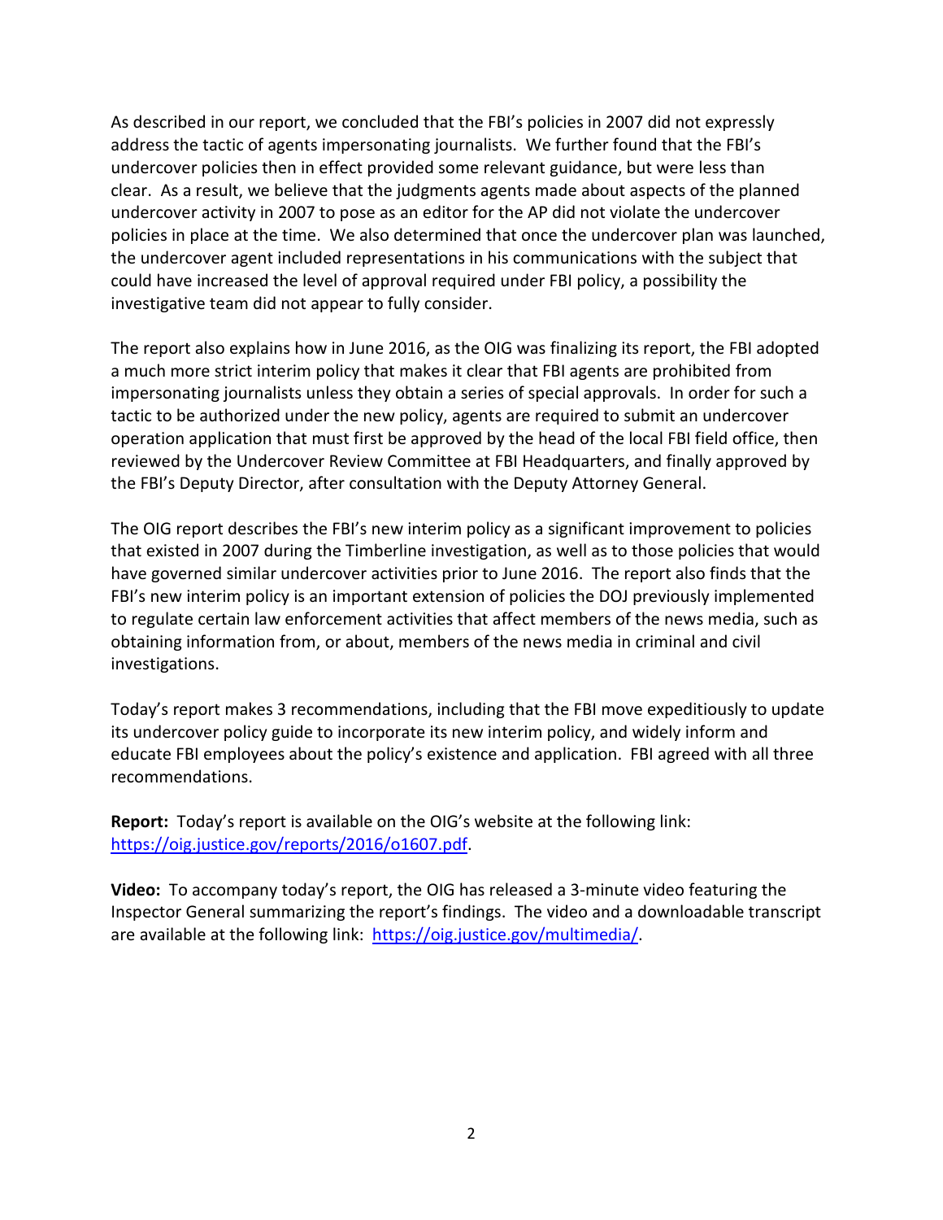As described in our report, we concluded that the FBI's policies in 2007 did not expressly address the tactic of agents impersonating journalists. We further found that the FBI's undercover policies then in effect provided some relevant guidance, but were less than clear. As a result, we believe that the judgments agents made about aspects of the planned undercover activity in 2007 to pose as an editor for the AP did not violate the undercover policies in place at the time. We also determined that once the undercover plan was launched, the undercover agent included representations in his communications with the subject that could have increased the level of approval required under FBI policy, a possibility the investigative team did not appear to fully consider.

The report also explains how in June 2016, as the OIG was finalizing its report, the FBI adopted a much more strict interim policy that makes it clear that FBI agents are prohibited from impersonating journalists unless they obtain a series of special approvals. In order for such a tactic to be authorized under the new policy, agents are required to submit an undercover operation application that must first be approved by the head of the local FBI field office, then reviewed by the Undercover Review Committee at FBI Headquarters, and finally approved by the FBI's Deputy Director, after consultation with the Deputy Attorney General.

The OIG report describes the FBI's new interim policy as a significant improvement to policies that existed in 2007 during the Timberline investigation, as well as to those policies that would have governed similar undercover activities prior to June 2016. The report also finds that the FBI's new interim policy is an important extension of policies the DOJ previously implemented to regulate certain law enforcement activities that affect members of the news media, such as obtaining information from, or about, members of the news media in criminal and civil investigations.

Today's report makes 3 recommendations, including that the FBI move expeditiously to update its undercover policy guide to incorporate its new interim policy, and widely inform and educate FBI employees about the policy's existence and application. FBI agreed with all three recommendations.

**Report:** Today's report is available on the OIG's website at the following link: https://oig.justice.gov/reports/2016/o1607.pdf.

**Video:** To accompany today's report, the OIG has released a 3-minute video featuring the Inspector General summarizing the report's findings. The video and a downloadable transcript are available at the following link: https://oig.justice.gov/multimedia/.